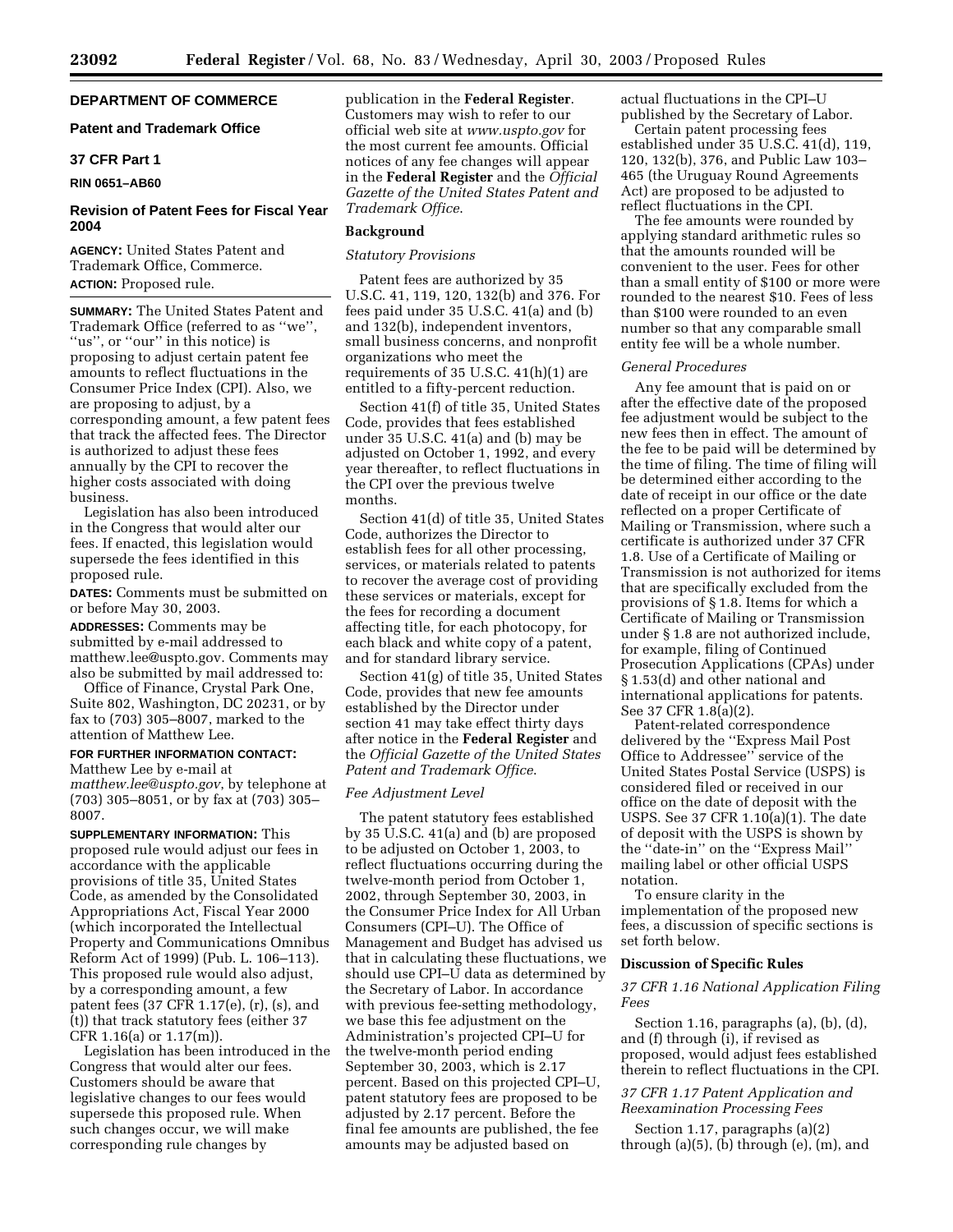## DEPARTMENT OF COMMERCE

### Patent and Trademark Office

### 37 CFR Part 1

### RIN 0651–AB60

### Revision of Patent Fees for Fiscal Year 2004

**AGENCY:** United States Patent and Trademark Office, Commerce.

**ACTION:** Proposed rule.

**SUMMARY:** The United States Patent and Trademark Office (referred to as ''we'', ''us'', or ''our'' in this notice) is proposing to adjust certain patent fee amounts to reflect fluctuations in the Consumer Price Index (CPI). Also, we are proposing to adjust, by a corresponding amount, a few patent fees that track the affected fees. The Director is authorized to adjust these fees annually by the CPI to recover the higher costs associated with doing business.

Legislation has also been introduced in the Congress that would alter our fees. If enacted, this legislation would supersede the fees identified in this proposed rule.

**DATES:** Comments must be submitted on or before May 30, 2003.

**ADDRESSES:** Comments may be submitted by e-mail addressed to matthew.lee@uspto.gov. Comments may also be submitted by mail addressed to: Office of Finance, Crystal Park One, Suite 802, Washington, DC 20231, or by fax to (703) 305–8007, marked to the attention of Matthew Lee.

**FOR FURTHER INFORMATION CONTACT:** Matthew Lee by e-mail at *matthew.lee@uspto.gov*, by telephone at (703) 305–8051, or by fax at (703) 305–8007.

**SUPPLEMENTARY INFORMATION:** This proposed rule would adjust our fees in accordance with the applicable provisions of title 35, United States Code, as amended by the Consolidated Appropriations Act, Fiscal Year 2000 (which incorporated the Intellectual Property and Communications Omnibus Reform Act of 1999) (Pub. L. 106–113). This proposed rule would also adjust, by a corresponding amount, a few patent fees (37 CFR 1.17(e), (r), (s), and (t)) that track statutory fees (either 37 CFR 1.16(a) or 1.17(m)).

Legislation has been introduced in the Congress that would alter our fees. Customers should be aware that legislative changes to our fees would supersede this proposed rule. When such changes occur, we will make corresponding rule changes by publication in the **Federal Register**. Customers may wish to refer to our official web site at *www.uspto.gov* for the most current fee amounts. Official notices of any fee changes will appear in the **Federal Register** and the *Official Gazette of the United States Patent and Trademark Office*.

## Background

### *Statutory Provisions*

Patent fees are authorized by 35 U.S.C. 41, 119, 120, 132(b) and 376. For fees paid under 35 U.S.C. 41(a) and (b) and 132(b), independent inventors, small business concerns, and nonprofit organizations who meet the requirements of 35 U.S.C. 41(h)(1) are entitled to a fifty-percent reduction.

Section 41(f) of title 35, United States Code, provides that fees established under 35 U.S.C. 41(a) and (b) may be adjusted on October 1, 1992, and every year thereafter, to reflect fluctuations in the CPI over the previous twelve months.

Section 41(d) of title 35, United States Code, authorizes the Director to establish fees for all other processing, services, or materials related to patents to recover the average cost of providing these services or materials, except for the fees for recording a document affecting title, for each photocopy, for each black and white copy of a patent, and for standard library service.

Section 41(g) of title 35, United States Code, provides that new fee amounts established by the Director under section 41 may take effect thirty days after notice in the **Federal Register** and the *Official Gazette of the United States Patent and Trademark Office*.

### *Fee Adjustment Level*

The patent statutory fees established by 35 U.S.C. 41(a) and (b) are proposed to be adjusted on October 1, 2003, to reflect fluctuations occurring during the twelve-month period from October 1, 2002, through September 30, 2003, in the Consumer Price Index for All Urban Consumers (CPI–U). The Office of Management and Budget has advised us that in calculating these fluctuations, we should use CPI–U data as determined by the Secretary of Labor. In accordance with previous fee-setting methodology, we base this fee adjustment on the Administration's projected CPI–U for the twelve-month period ending September 30, 2003, which is 2.17 percent. Based on this projected CPI–U, patent statutory fees are proposed to be adjusted by 2.17 percent. Before the final fee amounts are published, the fee amounts may be adjusted based on actual fluctuations in the CPI–U published by the Secretary of Labor.

Certain patent processing fees established under 35 U.S.C. 41(d), 119, 120, 132(b), 376, and Public Law 103–465 (the Uruguay Round Agreements Act) are proposed to be adjusted to reflect fluctuations in the CPI.

The fee amounts were rounded by applying standard arithmetic rules so that the amounts rounded will be convenient to the user. Fees for other than a small entity of $100 or more were rounded to the nearest $10. Fees of less than $100 were rounded to an even number so that any comparable small entity fee will be a whole number.

### *General Procedures*

Any fee amount that is paid on or after the effective date of the proposed fee adjustment would be subject to the new fees then in effect. The amount of the fee to be paid will be determined by the time of filing. The time of filing will be determined either according to the date of receipt in our office or the date reflected on a proper Certificate of Mailing or Transmission, where such a certificate is authorized under 37 CFR 1.8. Use of a Certificate of Mailing or Transmission is not authorized for items that are specifically excluded from the provisions of § 1.8. Items for which a Certificate of Mailing or Transmission under § 1.8 are not authorized include, for example, filing of Continued Prosecution Applications (CPAs) under § 1.53(d) and other national and international applications for patents. See 37 CFR 1.8(a)(2).

Patent-related correspondence delivered by the ''Express Mail Post Office to Addressee'' service of the United States Postal Service (USPS) is considered filed or received in our office on the date of deposit with the USPS. See 37 CFR 1.10(a)(1). The date of deposit with the USPS is shown by the ''date-in'' on the ''Express Mail'' mailing label or other official USPS notation.

To ensure clarity in the implementation of the proposed new fees, a discussion of specific sections is set forth below.

## Discussion of Specific Rules

### *37 CFR 1.16 National Application Filing Fees*

Section 1.16, paragraphs (a), (b), (d), and (f) through (i), if revised as proposed, would adjust fees established therein to reflect fluctuations in the CPI.

### *37 CFR 1.17 Patent Application and Reexamination Processing Fees*

Section 1.17, paragraphs (a)(2) through (a)(5), (b) through (e), (m), and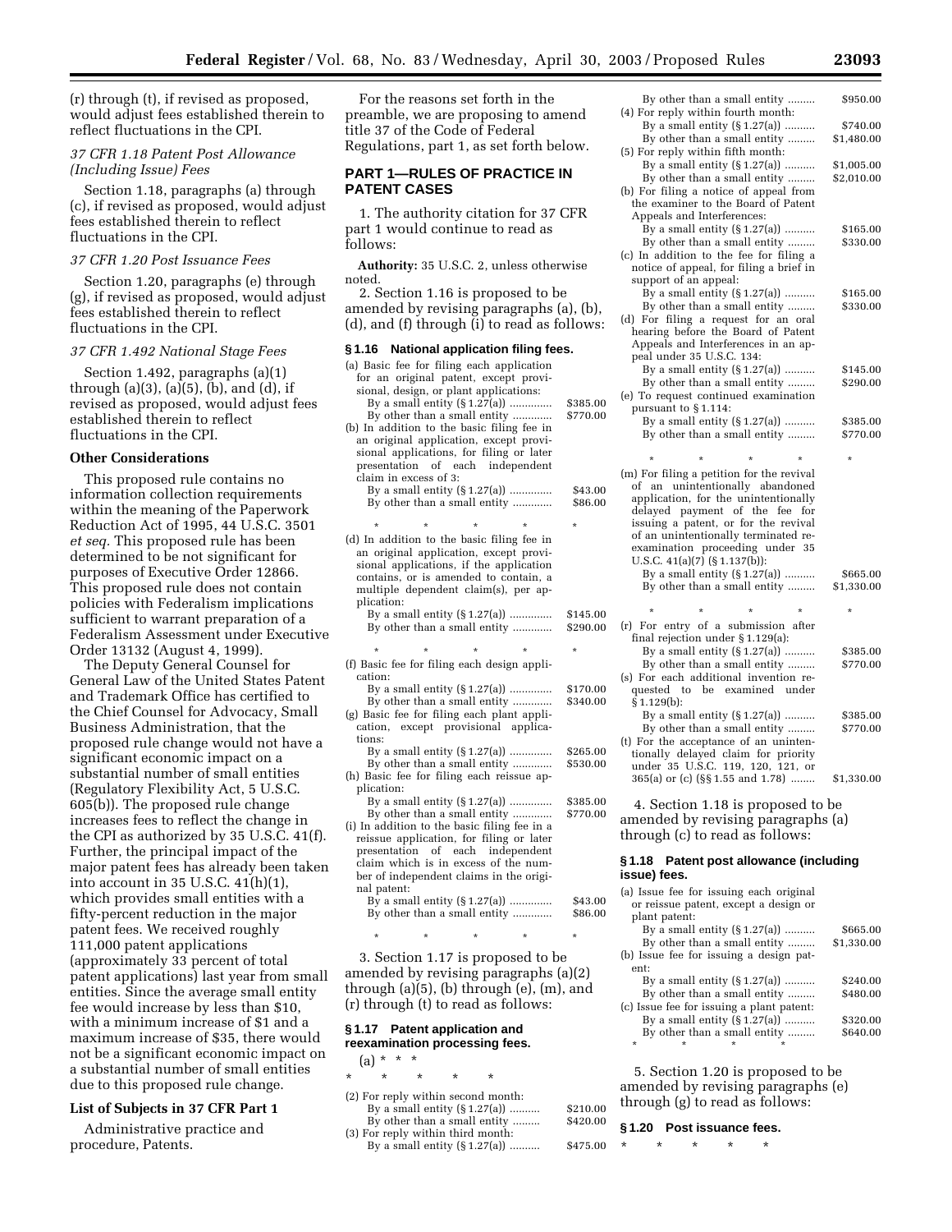(r) through (t), if revised as proposed, would adjust fees established therein to reflect fluctuations in the CPI.

*37 CFR 1.18 Patent Post Allowance (Including Issue) Fees*

Section 1.18, paragraphs (a) through (c), if revised as proposed, would adjust fees established therein to reflect fluctuations in the CPI.

*37 CFR 1.20 Post Issuance Fees*

Section 1.20, paragraphs (e) through (g), if revised as proposed, would adjust fees established therein to reflect fluctuations in the CPI.

*37 CFR 1.492 National Stage Fees*

Section 1.492, paragraphs (a)(1) through (a)(3), (a)(5), (b), and (d), if revised as proposed, would adjust fees established therein to reflect fluctuations in the CPI.

**Other Considerations**

This proposed rule contains no information collection requirements within the meaning of the Paperwork Reduction Act of 1995, 44 U.S.C. 3501 *et seq.* This proposed rule has been determined to be not significant for purposes of Executive Order 12866. This proposed rule does not contain policies with Federalism implications sufficient to warrant preparation of a Federalism Assessment under Executive Order 13132 (August 4, 1999).

The Deputy General Counsel for General Law of the United States Patent and Trademark Office has certified to the Chief Counsel for Advocacy, Small Business Administration, that the proposed rule change would not have a significant economic impact on a substantial number of small entities (Regulatory Flexibility Act, 5 U.S.C. 605(b)). The proposed rule change increases fees to reflect the change in the CPI as authorized by 35 U.S.C. 41(f). Further, the principal impact of the major patent fees has already been taken into account in 35 U.S.C. 41(h)(1), which provides small entities with a fifty-percent reduction in the major patent fees. We received roughly 111,000 patent applications (approximately 33 percent of total patent applications) last year from small entities. Since the average small entity fee would increase by less than $10, with a minimum increase of $1 and a maximum increase of $35, there would not be a significant economic impact on a substantial number of small entities due to this proposed rule change.

**List of Subjects in 37 CFR Part 1**

Administrative practice and procedure, Patents.

For the reasons set forth in the preamble, we are proposing to amend title 37 of the Code of Federal Regulations, part 1, as set forth below.

## PART 1—RULES OF PRACTICE IN PATENT CASES

1. The authority citation for 37 CFR part 1 would continue to read as follows:

**Authority:** 35 U.S.C. 2, unless otherwise noted.

2. Section 1.16 is proposed to be amended by revising paragraphs (a), (b), (d), and (f) through (i) to read as follows:

### § 1.16 National application filing fees.

(a) Basic fee for filing each application for an original patent, except provisional, design, or plant applications:

| | |
|---|---|
| By a small entity (§ 1.27(a)) | $385.00 |
| By other than a small entity | $770.00 |

(b) In addition to the basic filing fee in an original application, except provisional applications, for filing or later presentation of each independent claim in excess of 3:

| | |
|---|---|
| By a small entity (§ 1.27(a)) | $43.00 |
| By other than a small entity | $86.00 |

\* \* \* \* \*

(d) In addition to the basic filing fee in an original application, except provisional applications, if the application contains, or is amended to contain, a multiple dependent claim(s), per application:

| | |
|---|---|
| By a small entity (§ 1.27(a)) | $145.00 |
| By other than a small entity | $290.00 |

\* \* \* \* \*

(f) Basic fee for filing each design application:

| | |
|---|---|
| By a small entity (§ 1.27(a)) | $170.00 |
| By other than a small entity | $340.00 |

(g) Basic fee for filing each plant application, except provisional applications:

| | |
|---|---|
| By a small entity (§ 1.27(a)) | $265.00 |
| By other than a small entity | $530.00 |

(h) Basic fee for filing each reissue application:

| | |
|---|---|
| By a small entity (§ 1.27(a)) | $385.00 |
| By other than a small entity | $770.00 |

(i) In addition to the basic filing fee in a reissue application, for filing or later presentation of each independent claim which is in excess of the number of independent claims in the original patent:

| | |
|---|---|
| By a small entity (§ 1.27(a)) | $43.00 |
| By other than a small entity | $86.00 |

\* \* \* \* \*

3. Section 1.17 is proposed to be amended by revising paragraphs (a)(2) through (a)(5), (b) through (e), (m), and (r) through (t) to read as follows:

### § 1.17 Patent application and reexamination processing fees.

(a) \* \* \*

\* \* \* \* \*

(2) For reply within second month:

| | |
|---|---|
| By a small entity (§ 1.27(a)) | $210.00 |
| By other than a small entity | $420.00 |

(3) For reply within third month:

| | |
|---|---|
| By a small entity (§ 1.27(a)) | $475.00 |
| By other than a small entity | $950.00 |

(4) For reply within fourth month:

| | |
|---|---|
| By a small entity (§ 1.27(a)) | $740.00 |
| By other than a small entity | $1,480.00 |

(5) For reply within fifth month:

| | |
|---|---|
| By a small entity (§ 1.27(a)) | $1,005.00 |
| By other than a small entity | $2,010.00 |

(b) For filing a notice of appeal from the examiner to the Board of Patent Appeals and Interferences:

| | |
|---|---|
| By a small entity (§ 1.27(a)) | $165.00 |
| By other than a small entity | $330.00 |

(c) In addition to the fee for filing a notice of appeal, for filing a brief in support of an appeal:

| | |
|---|---|
| By a small entity (§ 1.27(a)) | $165.00 |
| By other than a small entity | $330.00 |

(d) For filing a request for an oral hearing before the Board of Patent Appeals and Interferences in an appeal under 35 U.S.C. 134:

| | |
|---|---|
| By a small entity (§ 1.27(a)) | $145.00 |
| By other than a small entity | $290.00 |

(e) To request continued examination pursuant to § 1.114:

| | |
|---|---|
| By a small entity (§ 1.27(a)) | $385.00 |
| By other than a small entity | $770.00 |

\* \* \* \* \*

(m) For filing a petition for the revival of an unintentionally abandoned application, for the unintentionally delayed payment of the fee for issuing a patent, or for the revival of an unintentionally terminated reexamination proceeding under 35 U.S.C. 41(a)(7) (§ 1.137(b)):

| | |
|---|---|
| By a small entity (§ 1.27(a)) | $665.00 |
| By other than a small entity | $1,330.00 |

\* \* \* \* \*

(r) For entry of a submission after final rejection under § 1.129(a):

| | |
|---|---|
| By a small entity (§ 1.27(a)) | $385.00 |
| By other than a small entity | $770.00 |

(s) For each additional invention requested to be examined under § 1.129(b):

| | |
|---|---|
| By a small entity (§ 1.27(a)) | $385.00 |
| By other than a small entity | $770.00 |

(t) For the acceptance of an unintentionally delayed claim for priority under 35 U.S.C. 119, 120, 121, or 365(a) or (c) (§§ 1.55 and 1.78) ........ $1,330.00

4. Section 1.18 is proposed to be amended by revising paragraphs (a) through (c) to read as follows:

### § 1.18 Patent post allowance (including issue) fees.

(a) Issue fee for issuing each original or reissue patent, except a design or plant patent:

| | |
|---|---|
| By a small entity (§ 1.27(a)) | $665.00 |
| By other than a small entity | $1,330.00 |

(b) Issue fee for issuing a design patent:

| | |
|---|---|
| By a small entity (§ 1.27(a)) | $240.00 |
| By other than a small entity | $480.00 |

(c) Issue fee for issuing a plant patent:

| | |
|---|---|
| By a small entity (§ 1.27(a)) | $320.00 |
| By other than a small entity | $640.00 |

\* \* \* \* \*

5. Section 1.20 is proposed to be amended by revising paragraphs (e) through (g) to read as follows:

### § 1.20 Post issuance fees.

\* \* \* \* \*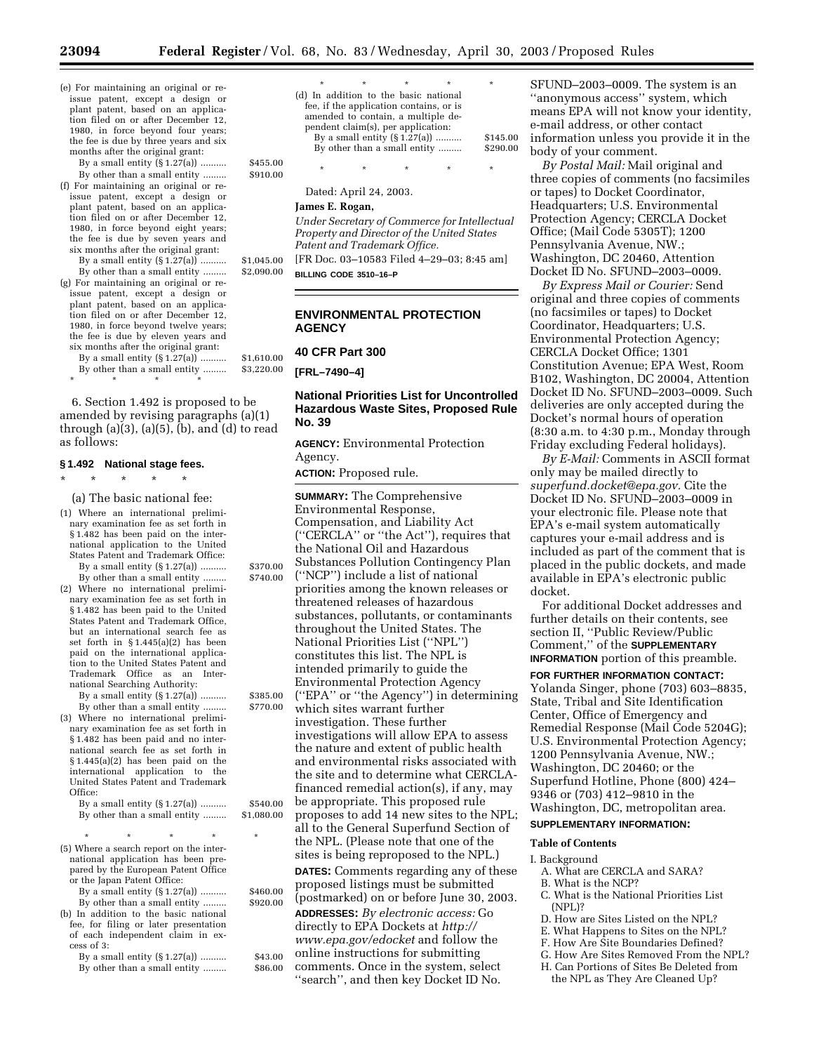(e) For maintaining an original or reissue patent, except a design or plant patent, based on an application filed on or after December 12, 1980, in force beyond four years; the fee is due by three years and six months after the original grant:

| | |
|---|---|
| By a small entity (§ 1.27(a)) | $455.00 |
| By other than a small entity | $910.00 |

(f) For maintaining an original or reissue patent, except a design or plant patent, based on an application filed on or after December 12, 1980, in force beyond eight years; the fee is due by seven years and six months after the original grant:

| | |
|---|---|
| By a small entity (§ 1.27(a)) | $1,045.00 |
| By other than a small entity | $2,090.00 |

(g) For maintaining an original or reissue patent, except a design or plant patent, based on an application filed on or after December 12, 1980, in force beyond twelve years; the fee is due by eleven years and six months after the original grant:

| | |
|---|---|
| By a small entity (§ 1.27(a)) | $1,610.00 |
| By other than a small entity | $3,220.00 |

\* \* \* \* \*

6. Section 1.492 is proposed to be amended by revising paragraphs (a)(1) through (a)(3), (a)(5), (b), and (d) to read as follows:

### § 1.492 National stage fees.

\* \* \* \* \*

(a) The basic national fee:

(1) Where an international preliminary examination fee as set forth in § 1.482 has been paid on the international application to the United States Patent and Trademark Office:

| | |
|---|---|
| By a small entity (§ 1.27(a)) | $370.00 |
| By other than a small entity | $740.00 |

(2) Where no international preliminary examination fee as set forth in § 1.482 has been paid to the United States Patent and Trademark Office, but an international search fee as set forth in § 1.445(a)(2) has been paid on the international application to the United States Patent and Trademark Office as an International Searching Authority:

| | |
|---|---|
| By a small entity (§ 1.27(a)) | $385.00 |
| By other than a small entity | $770.00 |

(3) Where no international preliminary examination fee as set forth in § 1.482 has been paid and no international search fee as set forth in § 1.445(a)(2) has been paid on the international application to the United States Patent and Trademark Office:

| | |
|---|---|
| By a small entity (§ 1.27(a)) | $540.00 |
| By other than a small entity | $1,080.00 |

\* \* \* \* \*

(5) Where a search report on the international application has been prepared by the European Patent Office or the Japan Patent Office:

| | |
|---|---|
| By a small entity (§ 1.27(a)) | $460.00 |
| By other than a small entity | $920.00 |

(b) In addition to the basic national fee, for filing or later presentation of each independent claim in excess of 3:

| | |
|---|---|
| By a small entity (§ 1.27(a)) | $43.00 |
| By other than a small entity | $86.00 |

\* \* \* \* \*

(d) In addition to the basic national fee, if the application contains, or is amended to contain, a multiple dependent claim(s), per application:

| | |
|---|---|
| By a small entity (§ 1.27(a)) | $145.00 |
| By other than a small entity | $290.00 |

\* \* \* \* \*

Dated: April 24, 2003.

**James E. Rogan,**

*Under Secretary of Commerce for Intellectual Property and Director of the United States Patent and Trademark Office.*

[FR Doc. 03–10583 Filed 4–29–03; 8:45 am]

**BILLING CODE 3510–16–P**

---

## ENVIRONMENTAL PROTECTION AGENCY

### 40 CFR Part 300

**[FRL–7490–4]**

### National Priorities List for Uncontrolled Hazardous Waste Sites, Proposed Rule No. 39

**AGENCY:** Environmental Protection Agency.

**ACTION:** Proposed rule.

**SUMMARY:** The Comprehensive Environmental Response, Compensation, and Liability Act (''CERCLA'' or ''the Act''), requires that the National Oil and Hazardous Substances Pollution Contingency Plan (''NCP'') include a list of national priorities among the known releases or threatened releases of hazardous substances, pollutants, or contaminants throughout the United States. The National Priorities List (''NPL'') constitutes this list. The NPL is intended primarily to guide the Environmental Protection Agency (''EPA'' or ''the Agency'') in determining which sites warrant further investigation. These further investigations will allow EPA to assess the nature and extent of public health and environmental risks associated with the site and to determine what CERCLA-financed remedial action(s), if any, may be appropriate. This proposed rule proposes to add 14 new sites to the NPL; all to the General Superfund Section of the NPL. (Please note that one of the sites is being reproposed to the NPL.)

**DATES:** Comments regarding any of these proposed listings must be submitted (postmarked) on or before June 30, 2003.

**ADDRESSES:** *By electronic access:* Go directly to EPA Dockets at *http://www.epa.gov/edocket* and follow the online instructions for submitting comments. Once in the system, select ''search'', and then key Docket ID No. SFUND–2003–0009. The system is an ''anonymous access'' system, which means EPA will not know your identity, e-mail address, or other contact information unless you provide it in the body of your comment.

*By Postal Mail:* Mail original and three copies of comments (no facsimiles or tapes) to Docket Coordinator, Headquarters; U.S. Environmental Protection Agency; CERCLA Docket Office; (Mail Code 5305T); 1200 Pennsylvania Avenue, NW.; Washington, DC 20460, Attention Docket ID No. SFUND–2003–0009.

*By Express Mail or Courier:* Send original and three copies of comments (no facsimiles or tapes) to Docket Coordinator, Headquarters; U.S. Environmental Protection Agency; CERCLA Docket Office; 1301 Constitution Avenue; EPA West, Room B102, Washington, DC 20004, Attention Docket ID No. SFUND–2003–0009. Such deliveries are only accepted during the Docket's normal hours of operation (8:30 a.m. to 4:30 p.m., Monday through Friday excluding Federal holidays).

*By E-Mail:* Comments in ASCII format only may be mailed directly to *superfund.docket@epa.gov.* Cite the Docket ID No. SFUND–2003–0009 in your electronic file. Please note that EPA's e-mail system automatically captures your e-mail address and is included as part of the comment that is placed in the public dockets, and made available in EPA's electronic public docket.

For additional Docket addresses and further details on their contents, see section II, ''Public Review/Public Comment,'' of the **SUPPLEMENTARY INFORMATION** portion of this preamble.

**FOR FURTHER INFORMATION CONTACT:** Yolanda Singer, phone (703) 603–8835, State, Tribal and Site Identification Center, Office of Emergency and Remedial Response (Mail Code 5204G); U.S. Environmental Protection Agency; 1200 Pennsylvania Avenue, NW.; Washington, DC 20460; or the Superfund Hotline, Phone (800) 424–9346 or (703) 412–9810 in the Washington, DC, metropolitan area.

**SUPPLEMENTARY INFORMATION:**

**Table of Contents**

I. Background
- A. What are CERCLA and SARA?
- B. What is the NCP?
- C. What is the National Priorities List (NPL)?
- D. How are Sites Listed on the NPL?
- E. What Happens to Sites on the NPL?
- F. How Are Site Boundaries Defined?
- G. How Are Sites Removed From the NPL?
- H. Can Portions of Sites Be Deleted from the NPL as They Are Cleaned Up?